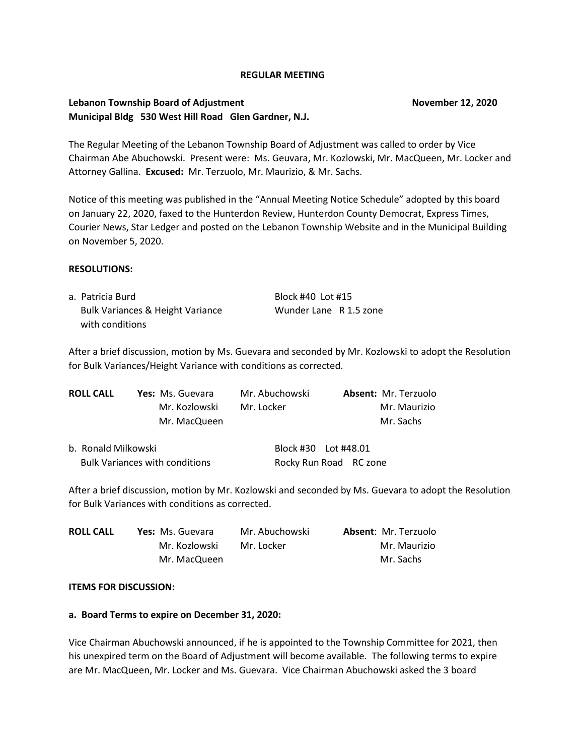**REGULAR MEETING**

**Lebanon Township Board of Adjustment** **November 12, 2020**
**Municipal Bldg 530 West Hill Road Glen Gardner, N.J.**

The Regular Meeting of the Lebanon Township Board of Adjustment was called to order by Vice Chairman Abe Abuchowski. Present were: Ms. Geuvara, Mr. Kozlowski, Mr. MacQueen, Mr. Locker and Attorney Gallina. **Excused:** Mr. Terzuolo, Mr. Maurizio, & Mr. Sachs.

Notice of this meeting was published in the "Annual Meeting Notice Schedule" adopted by this board on January 22, 2020, faxed to the Hunterdon Review, Hunterdon County Democrat, Express Times, Courier News, Star Ledger and posted on the Lebanon Township Website and in the Municipal Building on November 5, 2020.

**RESOLUTIONS:**

a. Patricia Burd — Block #40 Lot #15
Bulk Variances & Height Variance with conditions — Wunder Lane R 1.5 zone

After a brief discussion, motion by Ms. Guevara and seconded by Mr. Kozlowski to adopt the Resolution for Bulk Variances/Height Variance with conditions as corrected.

| **ROLL CALL** | **Yes:** Ms. Guevara | Mr. Abuchowski | **Absent:** Mr. Terzuolo |
|---|---|---|---|
| | Mr. Kozlowski | Mr. Locker | Mr. Maurizio |
| | Mr. MacQueen | | Mr. Sachs |

b. Ronald Milkowski — Block #30 Lot #48.01
Bulk Variances with conditions — Rocky Run Road RC zone

After a brief discussion, motion by Mr. Kozlowski and seconded by Ms. Guevara to adopt the Resolution for Bulk Variances with conditions as corrected.

| **ROLL CALL** | **Yes:** Ms. Guevara | Mr. Abuchowski | **Absent:** Mr. Terzuolo |
|---|---|---|---|
| | Mr. Kozlowski | Mr. Locker | Mr. Maurizio |
| | Mr. MacQueen | | Mr. Sachs |

**ITEMS FOR DISCUSSION:**

**a. Board Terms to expire on December 31, 2020:**

Vice Chairman Abuchowski announced, if he is appointed to the Township Committee for 2021, then his unexpired term on the Board of Adjustment will become available. The following terms to expire are Mr. MacQueen, Mr. Locker and Ms. Guevara. Vice Chairman Abuchowski asked the 3 board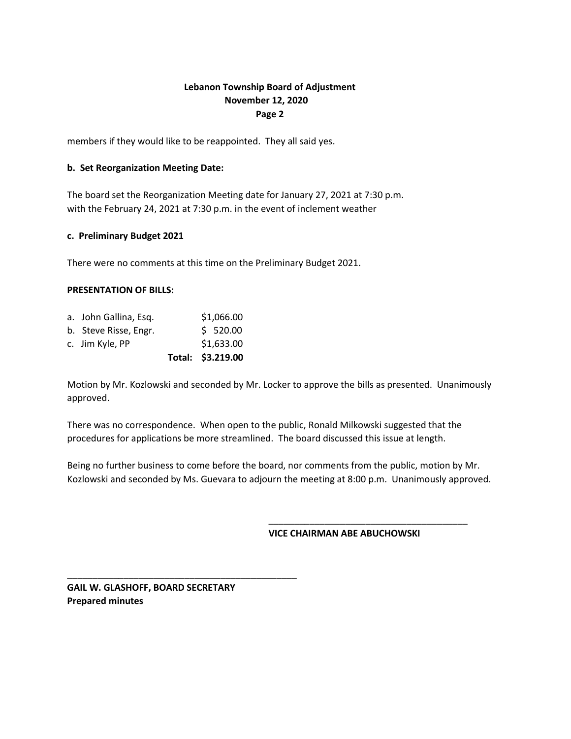members if they would like to be reappointed. They all said yes.

**b. Set Reorganization Meeting Date:**

The board set the Reorganization Meeting date for January 27, 2021 at 7:30 p.m. with the February 24, 2021 at 7:30 p.m. in the event of inclement weather

**c. Preliminary Budget 2021**

There were no comments at this time on the Preliminary Budget 2021.

**PRESENTATION OF BILLS:**

| | | |
|---|---|---|
| a. John Gallina, Esq. | | $1,066.00 |
| b. Steve Risse, Engr. | | $ 520.00 |
| c. Jim Kyle, PP | | $1,633.00 |
| | **Total:** | **$3.219.00** |

Motion by Mr. Kozlowski and seconded by Mr. Locker to approve the bills as presented. Unanimously approved.

There was no correspondence. When open to the public, Ronald Milkowski suggested that the procedures for applications be more streamlined. The board discussed this issue at length.

Being no further business to come before the board, nor comments from the public, motion by Mr. Kozlowski and seconded by Ms. Guevara to adjourn the meeting at 8:00 p.m. Unanimously approved.

\_\_\_\_\_\_\_\_\_\_\_\_\_\_\_\_\_\_\_\_\_\_\_\_\_\_\_\_\_\_\_\_\_\_\_\_\_\_\_\_

**VICE CHAIRMAN ABE ABUCHOWSKI**

\_\_\_\_\_\_\_\_\_\_\_\_\_\_\_\_\_\_\_\_\_\_\_\_\_\_\_\_\_\_\_\_\_\_\_\_\_\_\_\_\_\_\_\_

**GAIL W. GLASHOFF, BOARD SECRETARY**
**Prepared minutes**